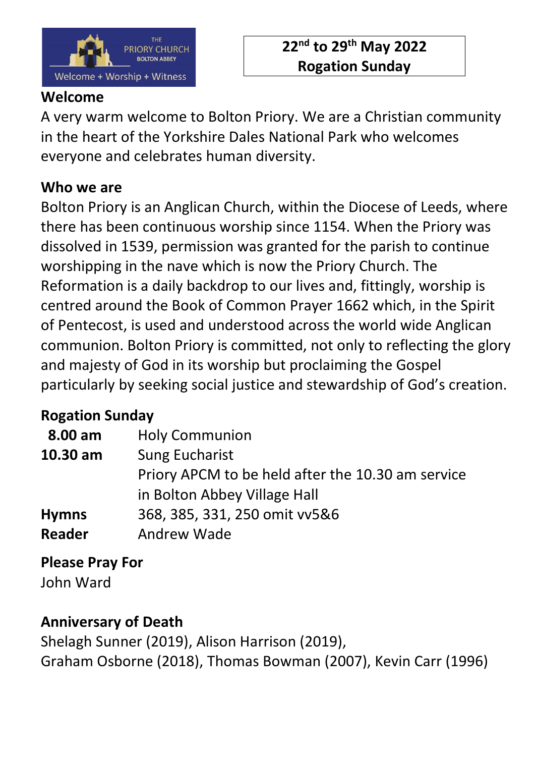THE PRIORY CHURCH
BOLTON ABBEY
Welcome + Worship + Witness

**22nd to 29th May 2022**
**Rogation Sunday**

## Welcome

A very warm welcome to Bolton Priory. We are a Christian community in the heart of the Yorkshire Dales National Park who welcomes everyone and celebrates human diversity.

## Who we are

Bolton Priory is an Anglican Church, within the Diocese of Leeds, where there has been continuous worship since 1154. When the Priory was dissolved in 1539, permission was granted for the parish to continue worshipping in the nave which is now the Priory Church. The Reformation is a daily backdrop to our lives and, fittingly, worship is centred around the Book of Common Prayer 1662 which, in the Spirit of Pentecost, is used and understood across the world wide Anglican communion. Bolton Priory is committed, not only to reflecting the glory and majesty of God in its worship but proclaiming the Gospel particularly by seeking social justice and stewardship of God's creation.

## Rogation Sunday

| | |
|---|---|
| **8.00 am** | Holy Communion |
| **10.30 am** | Sung Eucharist<br>Priory APCM to be held after the 10.30 am service in Bolton Abbey Village Hall |
| **Hymns** | 368, 385, 331, 250 omit vv5&6 |
| **Reader** | Andrew Wade |

## Please Pray For

John Ward

## Anniversary of Death

Shelagh Sunner (2019), Alison Harrison (2019),
Graham Osborne (2018), Thomas Bowman (2007), Kevin Carr (1996)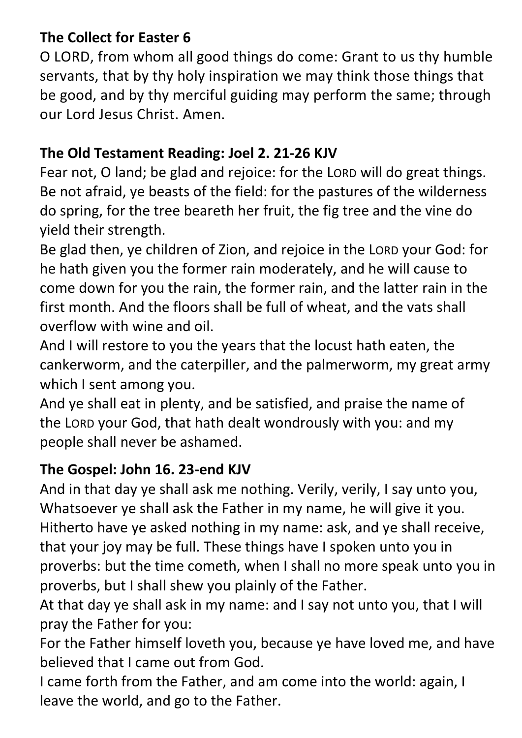**The Collect for Easter 6**

O LORD, from whom all good things do come: Grant to us thy humble servants, that by thy holy inspiration we may think those things that be good, and by thy merciful guiding may perform the same; through our Lord Jesus Christ. Amen.

**The Old Testament Reading: Joel 2. 21-26 KJV**

Fear not, O land; be glad and rejoice: for the LORD will do great things. Be not afraid, ye beasts of the field: for the pastures of the wilderness do spring, for the tree beareth her fruit, the fig tree and the vine do yield their strength.

Be glad then, ye children of Zion, and rejoice in the LORD your God: for he hath given you the former rain moderately, and he will cause to come down for you the rain, the former rain, and the latter rain in the first month. And the floors shall be full of wheat, and the vats shall overflow with wine and oil.

And I will restore to you the years that the locust hath eaten, the cankerworm, and the caterpiller, and the palmerworm, my great army which I sent among you.

And ye shall eat in plenty, and be satisfied, and praise the name of the LORD your God, that hath dealt wondrously with you: and my people shall never be ashamed.

**The Gospel: John 16. 23-end KJV**

And in that day ye shall ask me nothing. Verily, verily, I say unto you, Whatsoever ye shall ask the Father in my name, he will give it you. Hitherto have ye asked nothing in my name: ask, and ye shall receive, that your joy may be full. These things have I spoken unto you in proverbs: but the time cometh, when I shall no more speak unto you in proverbs, but I shall shew you plainly of the Father.

At that day ye shall ask in my name: and I say not unto you, that I will pray the Father for you:

For the Father himself loveth you, because ye have loved me, and have believed that I came out from God.

I came forth from the Father, and am come into the world: again, I leave the world, and go to the Father.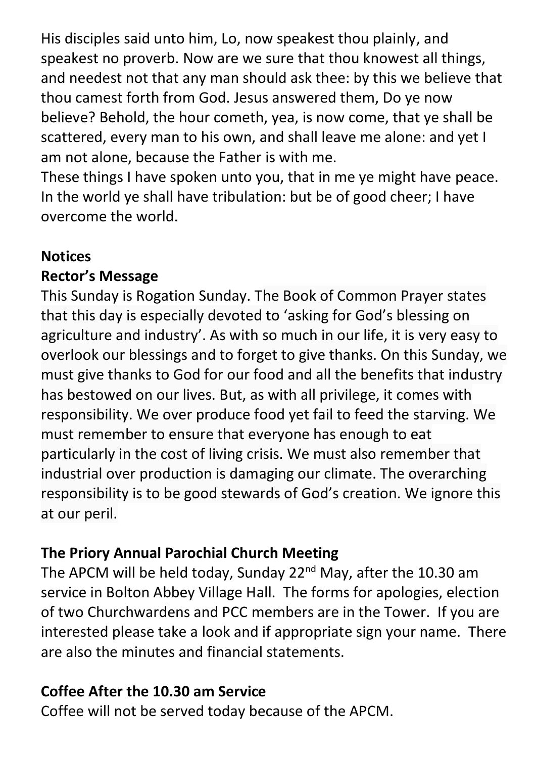His disciples said unto him, Lo, now speakest thou plainly, and speakest no proverb. Now are we sure that thou knowest all things, and needest not that any man should ask thee: by this we believe that thou camest forth from God. Jesus answered them, Do ye now believe? Behold, the hour cometh, yea, is now come, that ye shall be scattered, every man to his own, and shall leave me alone: and yet I am not alone, because the Father is with me.
These things I have spoken unto you, that in me ye might have peace. In the world ye shall have tribulation: but be of good cheer; I have overcome the world.

## Notices

### Rector's Message

This Sunday is Rogation Sunday. The Book of Common Prayer states that this day is especially devoted to 'asking for God's blessing on agriculture and industry'. As with so much in our life, it is very easy to overlook our blessings and to forget to give thanks. On this Sunday, we must give thanks to God for our food and all the benefits that industry has bestowed on our lives. But, as with all privilege, it comes with responsibility. We over produce food yet fail to feed the starving. We must remember to ensure that everyone has enough to eat particularly in the cost of living crisis. We must also remember that industrial over production is damaging our climate. The overarching responsibility is to be good stewards of God's creation. We ignore this at our peril.

### The Priory Annual Parochial Church Meeting

The APCM will be held today, Sunday 22nd May, after the 10.30 am service in Bolton Abbey Village Hall. The forms for apologies, election of two Churchwardens and PCC members are in the Tower. If you are interested please take a look and if appropriate sign your name. There are also the minutes and financial statements.

### Coffee After the 10.30 am Service

Coffee will not be served today because of the APCM.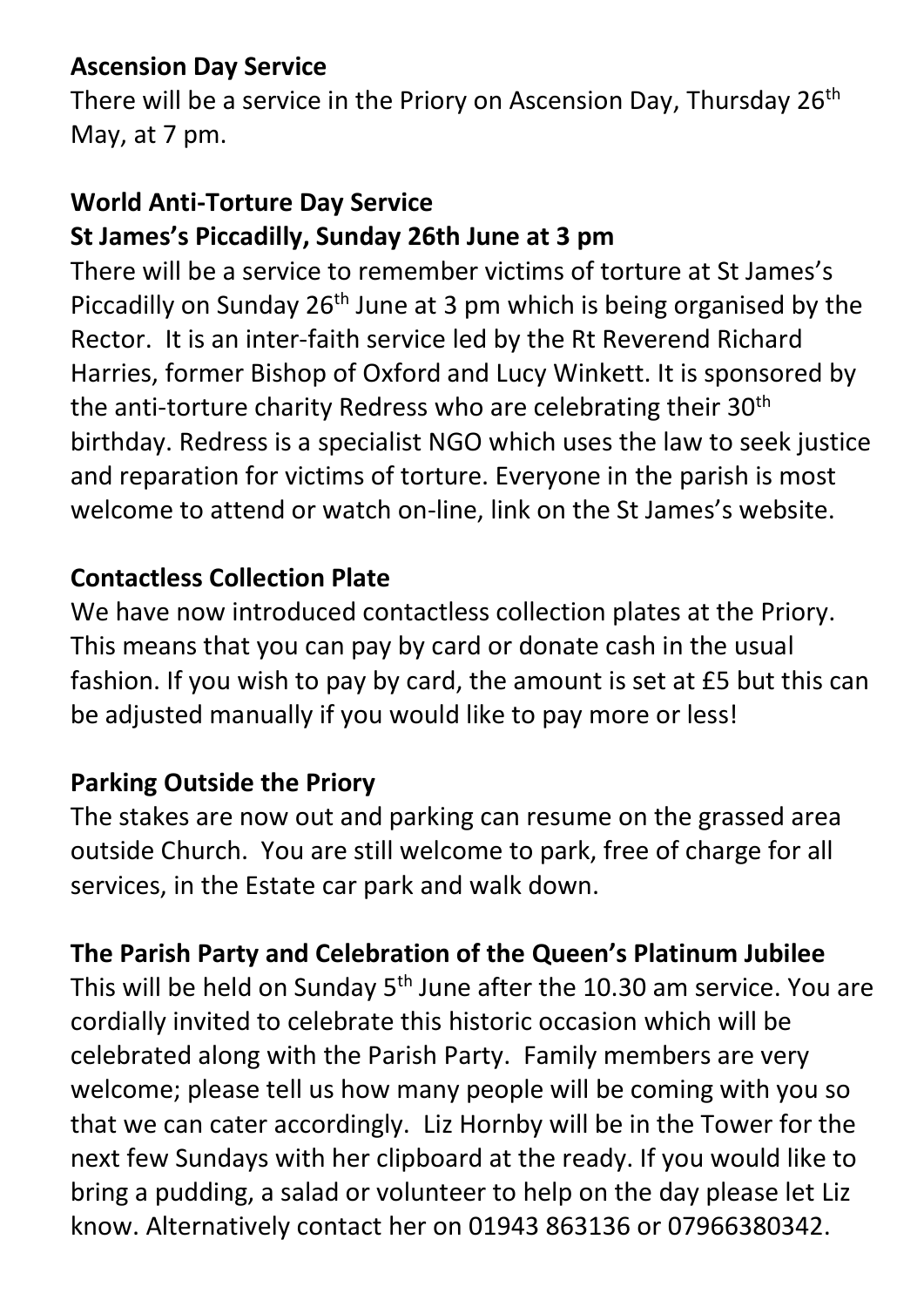**Ascension Day Service**

There will be a service in the Priory on Ascension Day, Thursday 26th May, at 7 pm.

**World Anti-Torture Day Service**
**St James's Piccadilly, Sunday 26th June at 3 pm**

There will be a service to remember victims of torture at St James's Piccadilly on Sunday 26th June at 3 pm which is being organised by the Rector. It is an inter-faith service led by the Rt Reverend Richard Harries, former Bishop of Oxford and Lucy Winkett. It is sponsored by the anti-torture charity Redress who are celebrating their 30th birthday. Redress is a specialist NGO which uses the law to seek justice and reparation for victims of torture. Everyone in the parish is most welcome to attend or watch on-line, link on the St James's website.

**Contactless Collection Plate**

We have now introduced contactless collection plates at the Priory. This means that you can pay by card or donate cash in the usual fashion. If you wish to pay by card, the amount is set at £5 but this can be adjusted manually if you would like to pay more or less!

**Parking Outside the Priory**

The stakes are now out and parking can resume on the grassed area outside Church. You are still welcome to park, free of charge for all services, in the Estate car park and walk down.

**The Parish Party and Celebration of the Queen's Platinum Jubilee**

This will be held on Sunday 5th June after the 10.30 am service. You are cordially invited to celebrate this historic occasion which will be celebrated along with the Parish Party. Family members are very welcome; please tell us how many people will be coming with you so that we can cater accordingly. Liz Hornby will be in the Tower for the next few Sundays with her clipboard at the ready. If you would like to bring a pudding, a salad or volunteer to help on the day please let Liz know. Alternatively contact her on 01943 863136 or 07966380342.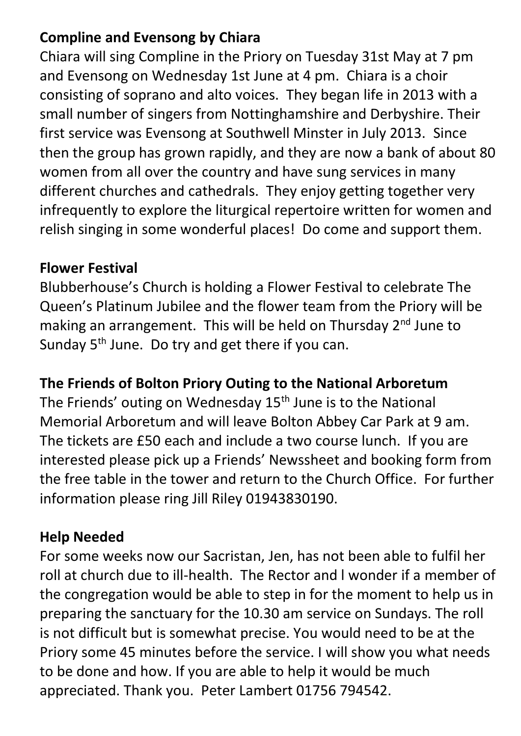**Compline and Evensong by Chiara**

Chiara will sing Compline in the Priory on Tuesday 31st May at 7 pm and Evensong on Wednesday 1st June at 4 pm. Chiara is a choir consisting of soprano and alto voices. They began life in 2013 with a small number of singers from Nottinghamshire and Derbyshire. Their first service was Evensong at Southwell Minster in July 2013. Since then the group has grown rapidly, and they are now a bank of about 80 women from all over the country and have sung services in many different churches and cathedrals. They enjoy getting together very infrequently to explore the liturgical repertoire written for women and relish singing in some wonderful places! Do come and support them.

**Flower Festival**

Blubberhouse's Church is holding a Flower Festival to celebrate The Queen's Platinum Jubilee and the flower team from the Priory will be making an arrangement. This will be held on Thursday 2nd June to Sunday 5th June. Do try and get there if you can.

**The Friends of Bolton Priory Outing to the National Arboretum**

The Friends' outing on Wednesday 15th June is to the National Memorial Arboretum and will leave Bolton Abbey Car Park at 9 am. The tickets are £50 each and include a two course lunch. If you are interested please pick up a Friends' Newssheet and booking form from the free table in the tower and return to the Church Office. For further information please ring Jill Riley 01943830190.

**Help Needed**

For some weeks now our Sacristan, Jen, has not been able to fulfil her roll at church due to ill-health. The Rector and I wonder if a member of the congregation would be able to step in for the moment to help us in preparing the sanctuary for the 10.30 am service on Sundays. The roll is not difficult but is somewhat precise. You would need to be at the Priory some 45 minutes before the service. I will show you what needs to be done and how. If you are able to help it would be much appreciated. Thank you. Peter Lambert 01756 794542.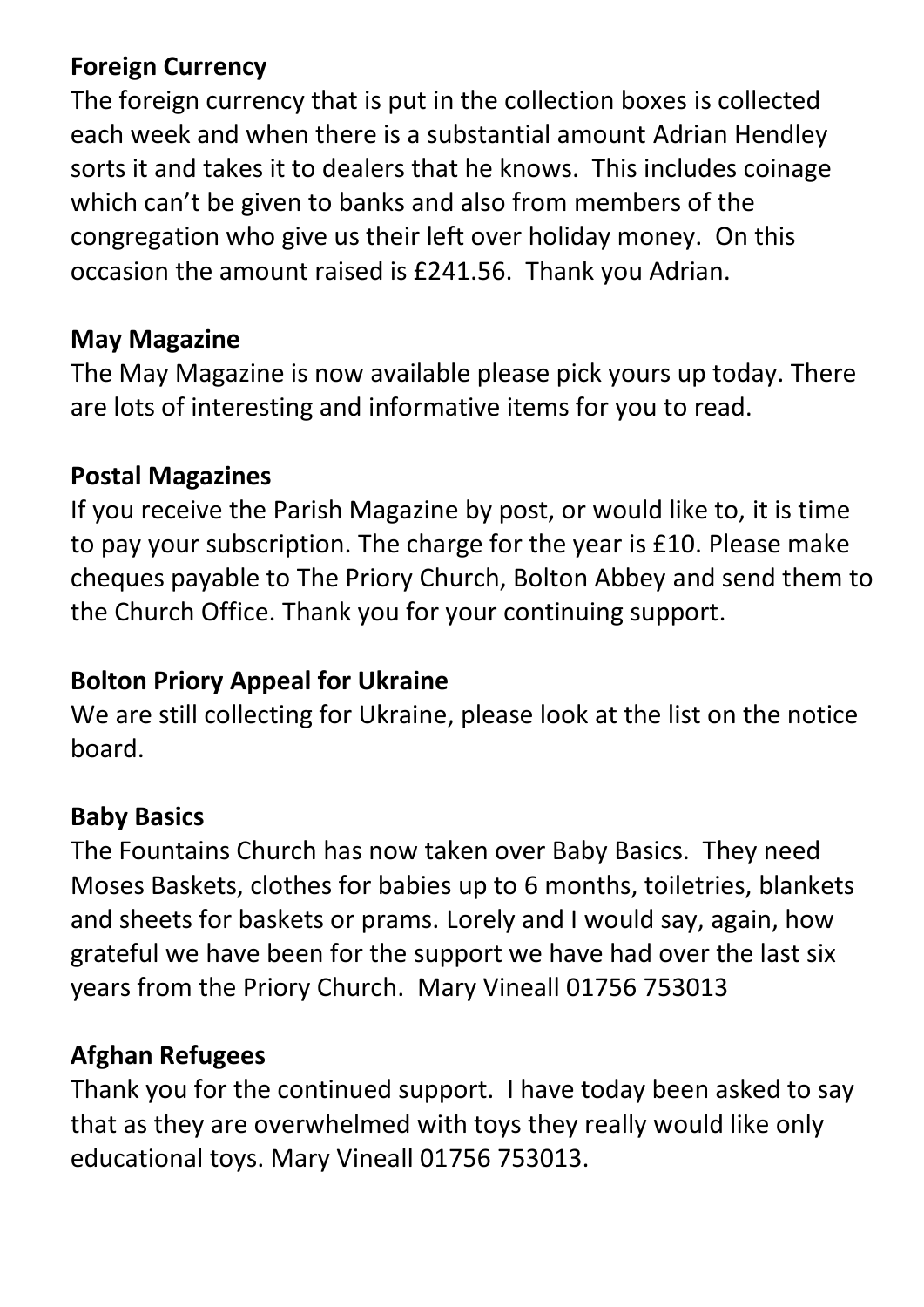**Foreign Currency**

The foreign currency that is put in the collection boxes is collected each week and when there is a substantial amount Adrian Hendley sorts it and takes it to dealers that he knows. This includes coinage which can't be given to banks and also from members of the congregation who give us their left over holiday money. On this occasion the amount raised is £241.56. Thank you Adrian.

**May Magazine**

The May Magazine is now available please pick yours up today. There are lots of interesting and informative items for you to read.

**Postal Magazines**

If you receive the Parish Magazine by post, or would like to, it is time to pay your subscription. The charge for the year is £10. Please make cheques payable to The Priory Church, Bolton Abbey and send them to the Church Office. Thank you for your continuing support.

**Bolton Priory Appeal for Ukraine**

We are still collecting for Ukraine, please look at the list on the notice board.

**Baby Basics**

The Fountains Church has now taken over Baby Basics. They need Moses Baskets, clothes for babies up to 6 months, toiletries, blankets and sheets for baskets or prams. Lorely and I would say, again, how grateful we have been for the support we have had over the last six years from the Priory Church. Mary Vineall 01756 753013

**Afghan Refugees**

Thank you for the continued support. I have today been asked to say that as they are overwhelmed with toys they really would like only educational toys. Mary Vineall 01756 753013.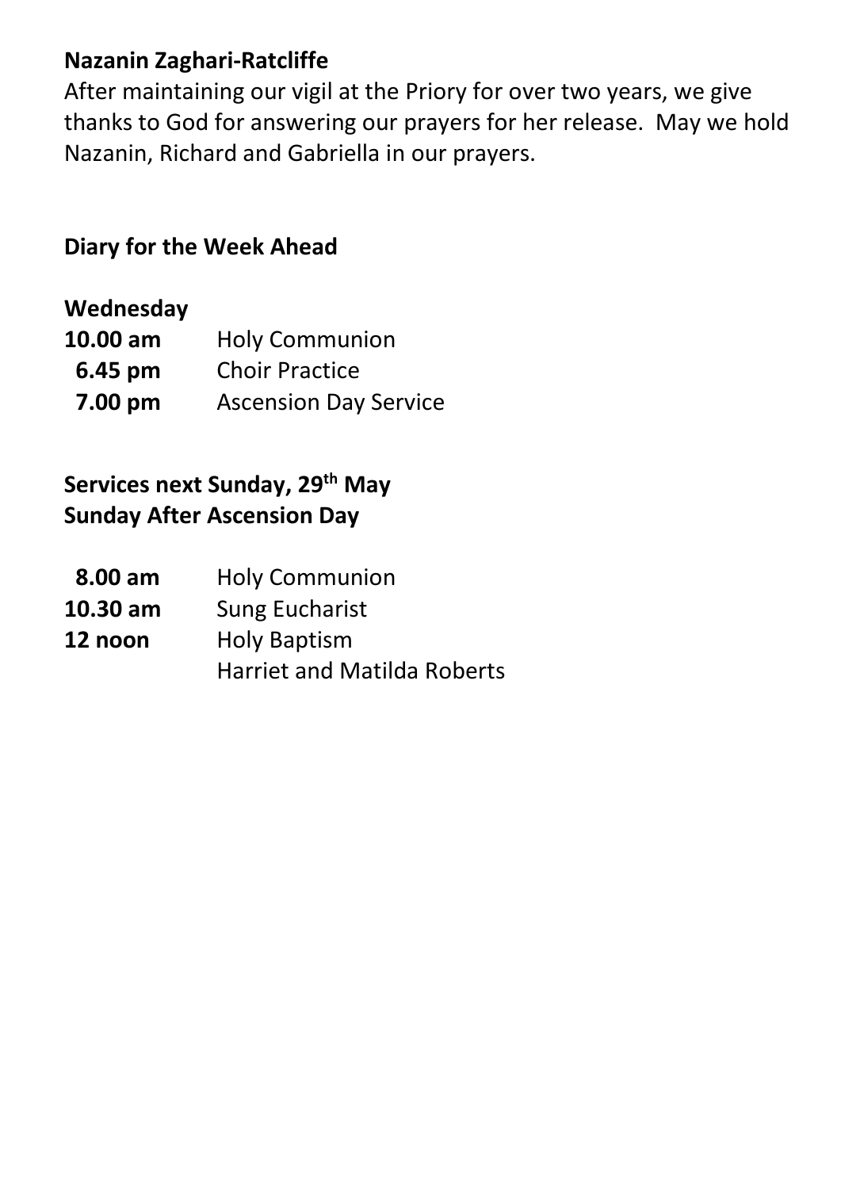**Nazanin Zaghari-Ratcliffe**

After maintaining our vigil at the Priory for over two years, we give thanks to God for answering our prayers for her release. May we hold Nazanin, Richard and Gabriella in our prayers.

**Diary for the Week Ahead**

**Wednesday**

| | |
|---|---|
| **10.00 am** | Holy Communion |
| **6.45 pm** | Choir Practice |
| **7.00 pm** | Ascension Day Service |

**Services next Sunday, 29th May**
**Sunday After Ascension Day**

| | |
|---|---|
| **8.00 am** | Holy Communion |
| **10.30 am** | Sung Eucharist |
| **12 noon** | Holy Baptism<br>Harriet and Matilda Roberts |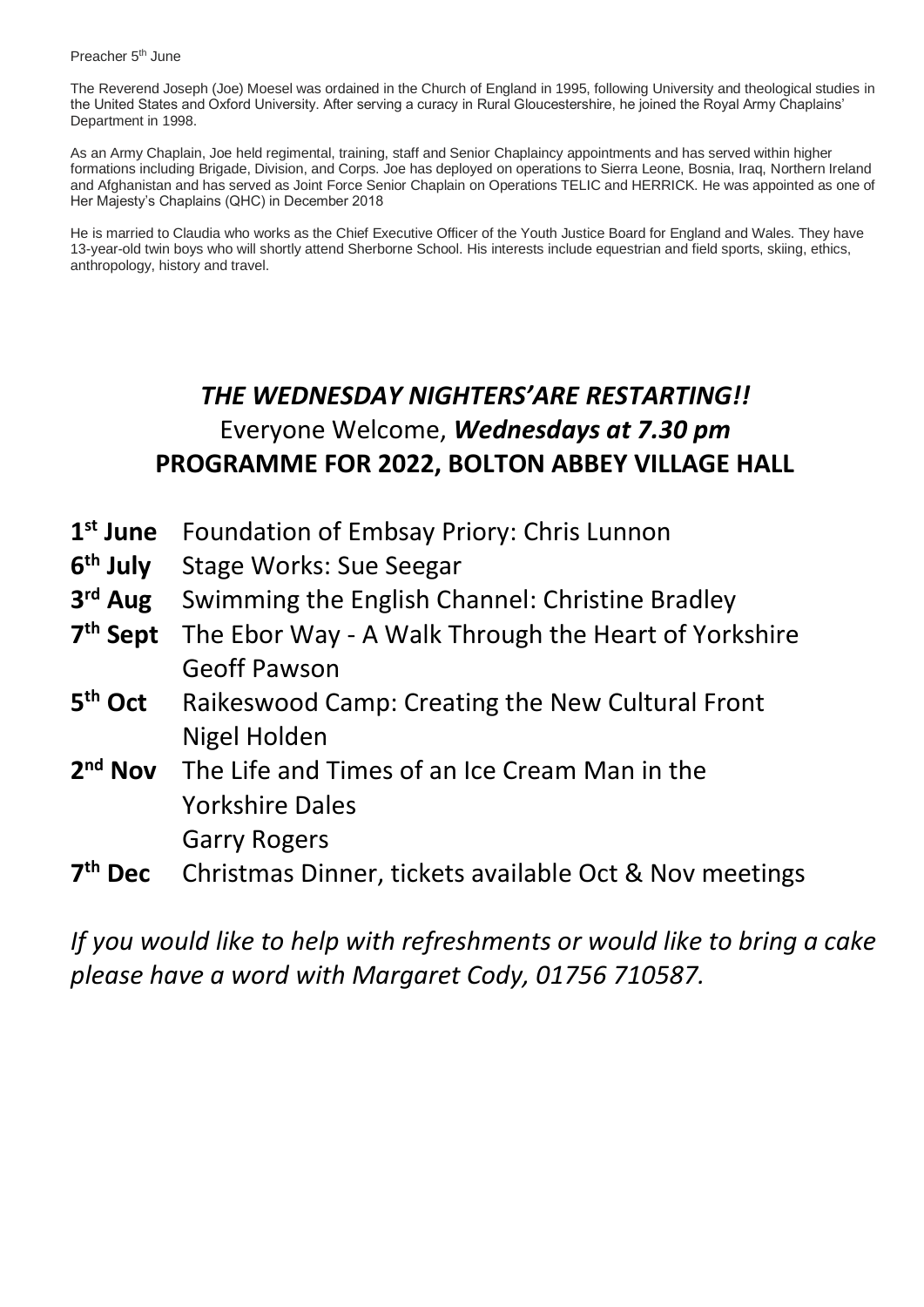Preacher 5th June

The Reverend Joseph (Joe) Moesel was ordained in the Church of England in 1995, following University and theological studies in the United States and Oxford University. After serving a curacy in Rural Gloucestershire, he joined the Royal Army Chaplains' Department in 1998.

As an Army Chaplain, Joe held regimental, training, staff and Senior Chaplaincy appointments and has served within higher formations including Brigade, Division, and Corps. Joe has deployed on operations to Sierra Leone, Bosnia, Iraq, Northern Ireland and Afghanistan and has served as Joint Force Senior Chaplain on Operations TELIC and HERRICK. He was appointed as one of Her Majesty's Chaplains (QHC) in December 2018

He is married to Claudia who works as the Chief Executive Officer of the Youth Justice Board for England and Wales. They have 13-year-old twin boys who will shortly attend Sherborne School. His interests include equestrian and field sports, skiing, ethics, anthropology, history and travel.

## *THE WEDNESDAY NIGHTERS'ARE RESTARTING!!*

Everyone Welcome, ***Wednesdays at 7.30 pm***

**PROGRAMME FOR 2022, BOLTON ABBEY VILLAGE HALL**

- **1st June** Foundation of Embsay Priory: Chris Lunnon
- **6th July** Stage Works: Sue Seegar
- **3rd Aug** Swimming the English Channel: Christine Bradley
- **7th Sept** The Ebor Way - A Walk Through the Heart of Yorkshire Geoff Pawson
- **5th Oct** Raikeswood Camp: Creating the New Cultural Front Nigel Holden
- **2nd Nov** The Life and Times of an Ice Cream Man in the Yorkshire Dales Garry Rogers
- **7th Dec** Christmas Dinner, tickets available Oct & Nov meetings

*If you would like to help with refreshments or would like to bring a cake please have a word with Margaret Cody, 01756 710587.*